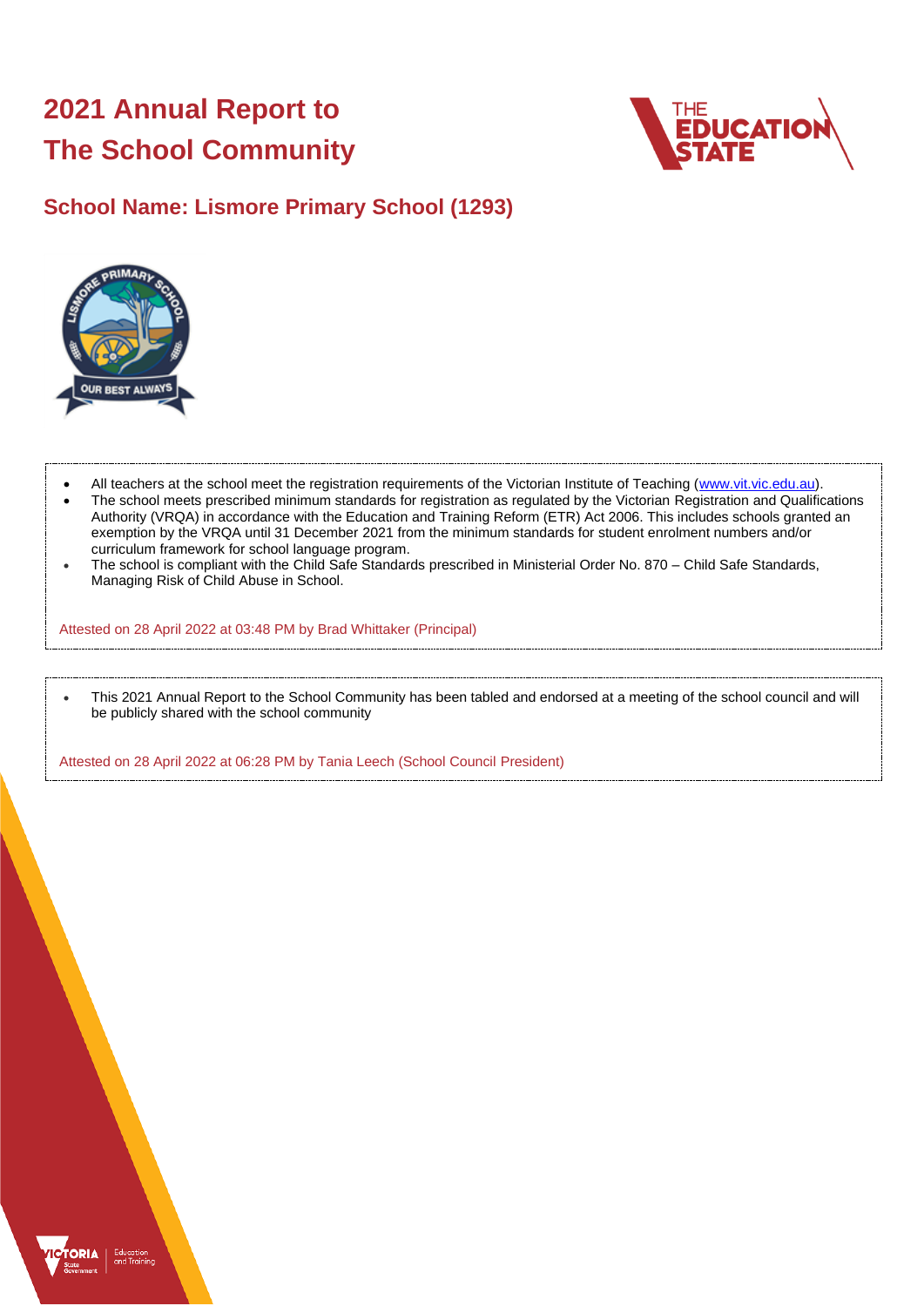# 2021 Annual Report to The School Community

## School Name: Lismore Primary School (1293)

- All teachers at the school meet the registration requirements of the Victorian Institute of Teaching (www.vit.vic.edu.au).
- The school meets prescribed minimum standards for registration as regulated by the Victorian Registration and Qualifications Authority (VRQA) in accordance with the Education and Training Reform (ETR) Act 2006. This includes schools granted an exemption by the VRQA until 31 December 2021 from the minimum standards for student enrolment numbers and/or curriculum framework for school language program.
- The school is compliant with the Child Safe Standards prescribed in Ministerial Order No. 870 – Child Safe Standards, Managing Risk of Child Abuse in School.

Attested on 28 April 2022 at 03:48 PM by Brad Whittaker (Principal)

- This 2021 Annual Report to the School Community has been tabled and endorsed at a meeting of the school council and will be publicly shared with the school community

Attested on 28 April 2022 at 06:28 PM by Tania Leech (School Council President)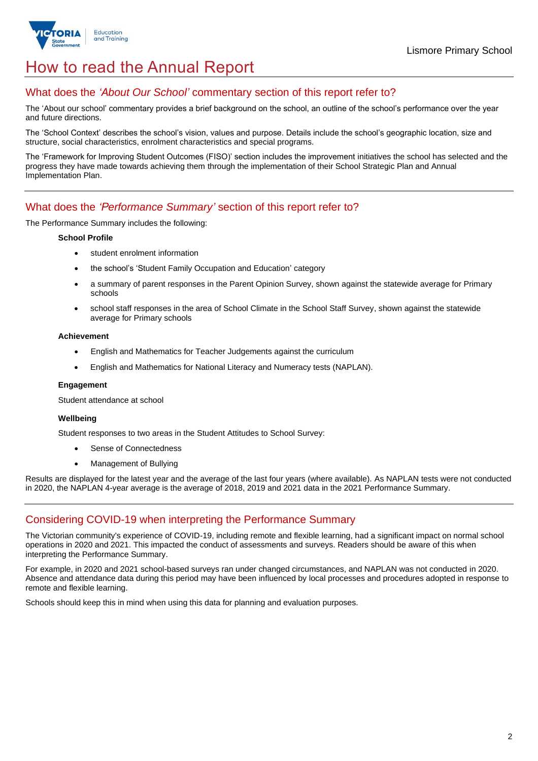# How to read the Annual Report

## What does the *'About Our School'* commentary section of this report refer to?

The 'About our school' commentary provides a brief background on the school, an outline of the school's performance over the year and future directions.

The 'School Context' describes the school's vision, values and purpose. Details include the school's geographic location, size and structure, social characteristics, enrolment characteristics and special programs.

The 'Framework for Improving Student Outcomes (FISO)' section includes the improvement initiatives the school has selected and the progress they have made towards achieving them through the implementation of their School Strategic Plan and Annual Implementation Plan.

## What does the *'Performance Summary'* section of this report refer to?

The Performance Summary includes the following:

**School Profile**

- student enrolment information
- the school's 'Student Family Occupation and Education' category
- a summary of parent responses in the Parent Opinion Survey, shown against the statewide average for Primary schools
- school staff responses in the area of School Climate in the School Staff Survey, shown against the statewide average for Primary schools

**Achievement**

- English and Mathematics for Teacher Judgements against the curriculum
- English and Mathematics for National Literacy and Numeracy tests (NAPLAN).

**Engagement**

Student attendance at school

**Wellbeing**

Student responses to two areas in the Student Attitudes to School Survey:

- Sense of Connectedness
- Management of Bullying

Results are displayed for the latest year and the average of the last four years (where available). As NAPLAN tests were not conducted in 2020, the NAPLAN 4-year average is the average of 2018, 2019 and 2021 data in the 2021 Performance Summary.

## Considering COVID-19 when interpreting the Performance Summary

The Victorian community's experience of COVID-19, including remote and flexible learning, had a significant impact on normal school operations in 2020 and 2021. This impacted the conduct of assessments and surveys. Readers should be aware of this when interpreting the Performance Summary.

For example, in 2020 and 2021 school-based surveys ran under changed circumstances, and NAPLAN was not conducted in 2020. Absence and attendance data during this period may have been influenced by local processes and procedures adopted in response to remote and flexible learning.

Schools should keep this in mind when using this data for planning and evaluation purposes.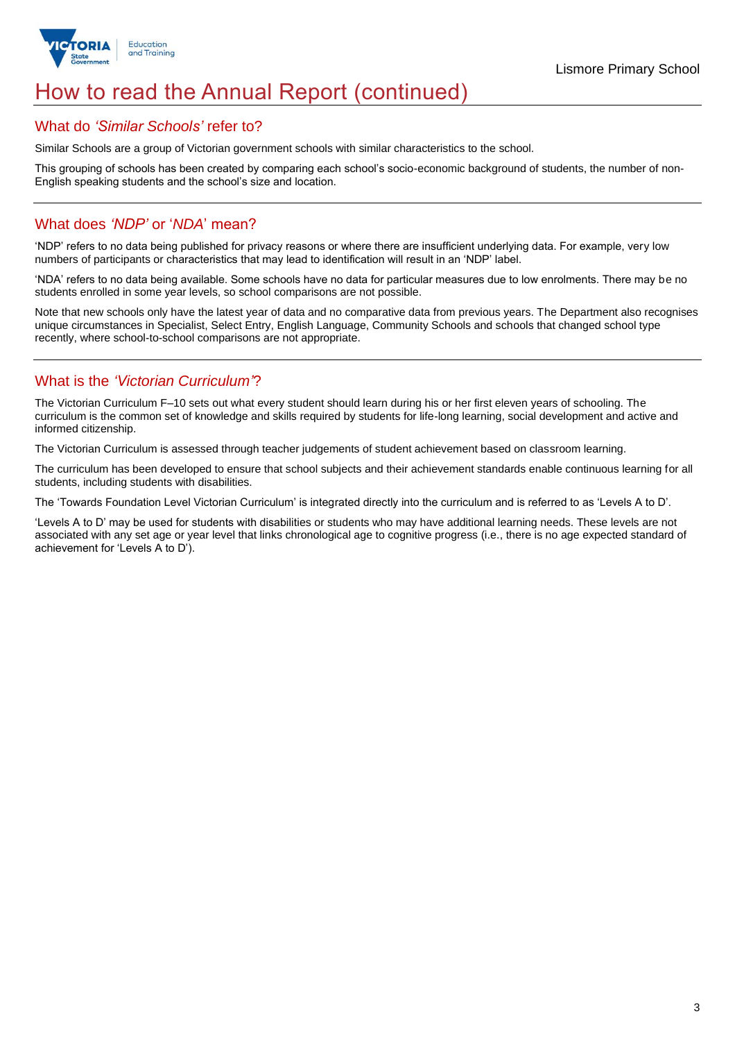# How to read the Annual Report (continued)

## What do *'Similar Schools'* refer to?

Similar Schools are a group of Victorian government schools with similar characteristics to the school.

This grouping of schools has been created by comparing each school's socio-economic background of students, the number of non-English speaking students and the school's size and location.

## What does *'NDP'* or '*NDA*' mean?

'NDP' refers to no data being published for privacy reasons or where there are insufficient underlying data. For example, very low numbers of participants or characteristics that may lead to identification will result in an 'NDP' label.

'NDA' refers to no data being available. Some schools have no data for particular measures due to low enrolments. There may be no students enrolled in some year levels, so school comparisons are not possible.

Note that new schools only have the latest year of data and no comparative data from previous years. The Department also recognises unique circumstances in Specialist, Select Entry, English Language, Community Schools and schools that changed school type recently, where school-to-school comparisons are not appropriate.

## What is the *'Victorian Curriculum'*?

The Victorian Curriculum F–10 sets out what every student should learn during his or her first eleven years of schooling. The curriculum is the common set of knowledge and skills required by students for life-long learning, social development and active and informed citizenship.

The Victorian Curriculum is assessed through teacher judgements of student achievement based on classroom learning.

The curriculum has been developed to ensure that school subjects and their achievement standards enable continuous learning for all students, including students with disabilities.

The 'Towards Foundation Level Victorian Curriculum' is integrated directly into the curriculum and is referred to as 'Levels A to D'.

'Levels A to D' may be used for students with disabilities or students who may have additional learning needs. These levels are not associated with any set age or year level that links chronological age to cognitive progress (i.e., there is no age expected standard of achievement for 'Levels A to D').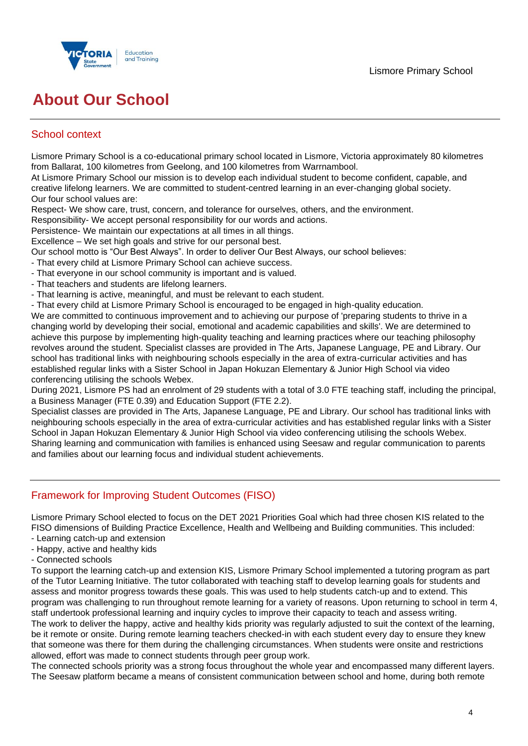# About Our School

## School context

Lismore Primary School is a co-educational primary school located in Lismore, Victoria approximately 80 kilometres from Ballarat, 100 kilometres from Geelong, and 100 kilometres from Warrnambool.
At Lismore Primary School our mission is to develop each individual student to become confident, capable, and creative lifelong learners. We are committed to student-centred learning in an ever-changing global society.
Our four school values are:
Respect- We show care, trust, concern, and tolerance for ourselves, others, and the environment.
Responsibility- We accept personal responsibility for our words and actions.
Persistence- We maintain our expectations at all times in all things.
Excellence – We set high goals and strive for our personal best.
Our school motto is "Our Best Always". In order to deliver Our Best Always, our school believes:
- That every child at Lismore Primary School can achieve success.
- That everyone in our school community is important and is valued.
- That teachers and students are lifelong learners.
- That learning is active, meaningful, and must be relevant to each student.
- That every child at Lismore Primary School is encouraged to be engaged in high-quality education.

We are committed to continuous improvement and to achieving our purpose of 'preparing students to thrive in a changing world by developing their social, emotional and academic capabilities and skills'. We are determined to achieve this purpose by implementing high-quality teaching and learning practices where our teaching philosophy revolves around the student. Specialist classes are provided in The Arts, Japanese Language, PE and Library. Our school has traditional links with neighbouring schools especially in the area of extra-curricular activities and has established regular links with a Sister School in Japan Hokuzan Elementary & Junior High School via video conferencing utilising the schools Webex.
During 2021, Lismore PS had an enrolment of 29 students with a total of 3.0 FTE teaching staff, including the principal, a Business Manager (FTE 0.39) and Education Support (FTE 2.2).
Specialist classes are provided in The Arts, Japanese Language, PE and Library. Our school has traditional links with neighbouring schools especially in the area of extra-curricular activities and has established regular links with a Sister School in Japan Hokuzan Elementary & Junior High School via video conferencing utilising the schools Webex.
Sharing learning and communication with families is enhanced using Seesaw and regular communication to parents and families about our learning focus and individual student achievements.

## Framework for Improving Student Outcomes (FISO)

Lismore Primary School elected to focus on the DET 2021 Priorities Goal which had three chosen KIS related to the FISO dimensions of Building Practice Excellence, Health and Wellbeing and Building communities. This included:
- Learning catch-up and extension
- Happy, active and healthy kids
- Connected schools

To support the learning catch-up and extension KIS, Lismore Primary School implemented a tutoring program as part of the Tutor Learning Initiative. The tutor collaborated with teaching staff to develop learning goals for students and assess and monitor progress towards these goals. This was used to help students catch-up and to extend. This program was challenging to run throughout remote learning for a variety of reasons. Upon returning to school in term 4, staff undertook professional learning and inquiry cycles to improve their capacity to teach and assess writing.
The work to deliver the happy, active and healthy kids priority was regularly adjusted to suit the context of the learning, be it remote or onsite. During remote learning teachers checked-in with each student every day to ensure they knew that someone was there for them during the challenging circumstances. When students were onsite and restrictions allowed, effort was made to connect students through peer group work.
The connected schools priority was a strong focus throughout the whole year and encompassed many different layers. The Seesaw platform became a means of consistent communication between school and home, during both remote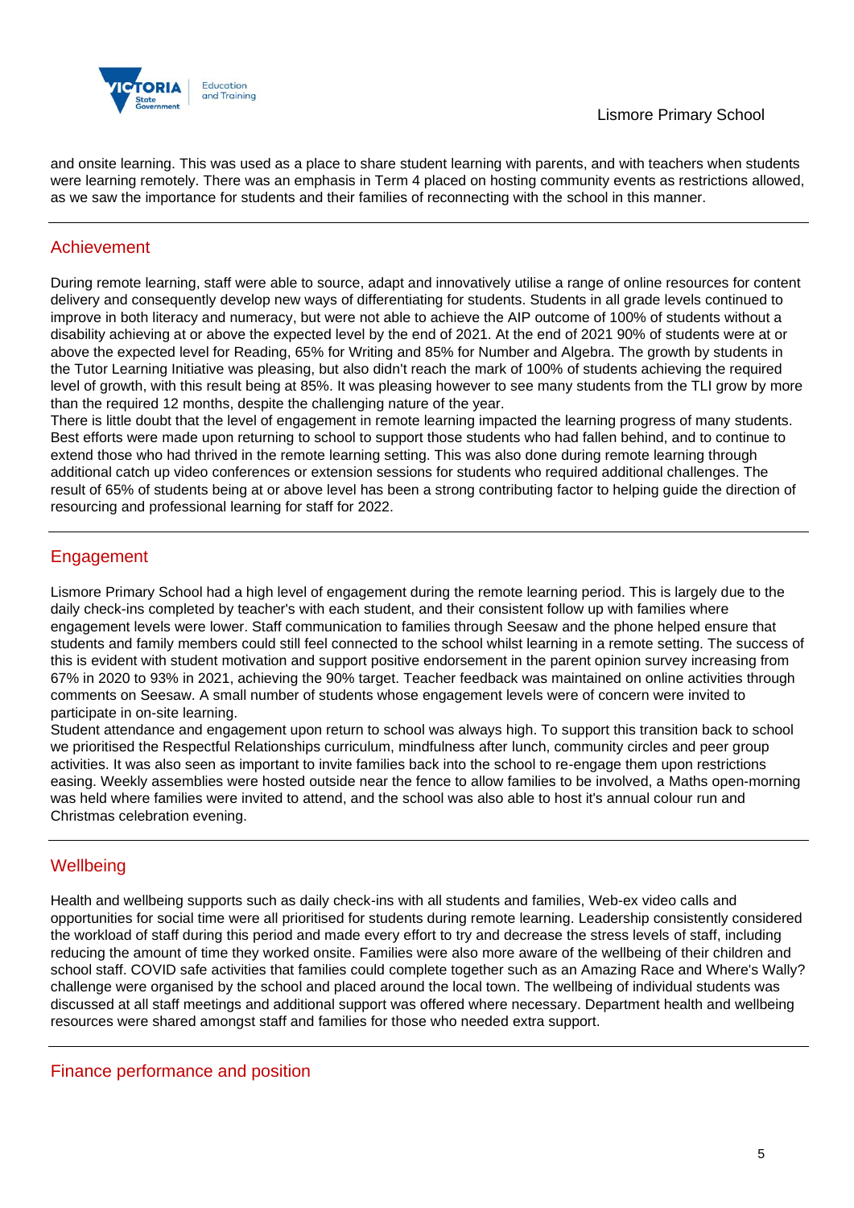and onsite learning. This was used as a place to share student learning with parents, and with teachers when students were learning remotely. There was an emphasis in Term 4 placed on hosting community events as restrictions allowed, as we saw the importance for students and their families of reconnecting with the school in this manner.

## Achievement

During remote learning, staff were able to source, adapt and innovatively utilise a range of online resources for content delivery and consequently develop new ways of differentiating for students. Students in all grade levels continued to improve in both literacy and numeracy, but were not able to achieve the AIP outcome of 100% of students without a disability achieving at or above the expected level by the end of 2021. At the end of 2021 90% of students were at or above the expected level for Reading, 65% for Writing and 85% for Number and Algebra. The growth by students in the Tutor Learning Initiative was pleasing, but also didn't reach the mark of 100% of students achieving the required level of growth, with this result being at 85%. It was pleasing however to see many students from the TLI grow by more than the required 12 months, despite the challenging nature of the year.
There is little doubt that the level of engagement in remote learning impacted the learning progress of many students. Best efforts were made upon returning to school to support those students who had fallen behind, and to continue to extend those who had thrived in the remote learning setting. This was also done during remote learning through additional catch up video conferences or extension sessions for students who required additional challenges. The result of 65% of students being at or above level has been a strong contributing factor to helping guide the direction of resourcing and professional learning for staff for 2022.

## Engagement

Lismore Primary School had a high level of engagement during the remote learning period. This is largely due to the daily check-ins completed by teacher's with each student, and their consistent follow up with families where engagement levels were lower. Staff communication to families through Seesaw and the phone helped ensure that students and family members could still feel connected to the school whilst learning in a remote setting. The success of this is evident with student motivation and support positive endorsement in the parent opinion survey increasing from 67% in 2020 to 93% in 2021, achieving the 90% target. Teacher feedback was maintained on online activities through comments on Seesaw. A small number of students whose engagement levels were of concern were invited to participate in on-site learning.
Student attendance and engagement upon return to school was always high. To support this transition back to school we prioritised the Respectful Relationships curriculum, mindfulness after lunch, community circles and peer group activities. It was also seen as important to invite families back into the school to re-engage them upon restrictions easing. Weekly assemblies were hosted outside near the fence to allow families to be involved, a Maths open-morning was held where families were invited to attend, and the school was also able to host it's annual colour run and Christmas celebration evening.

## Wellbeing

Health and wellbeing supports such as daily check-ins with all students and families, Web-ex video calls and opportunities for social time were all prioritised for students during remote learning. Leadership consistently considered the workload of staff during this period and made every effort to try and decrease the stress levels of staff, including reducing the amount of time they worked onsite. Families were also more aware of the wellbeing of their children and school staff. COVID safe activities that families could complete together such as an Amazing Race and Where's Wally? challenge were organised by the school and placed around the local town. The wellbeing of individual students was discussed at all staff meetings and additional support was offered where necessary. Department health and wellbeing resources were shared amongst staff and families for those who needed extra support.

## Finance performance and position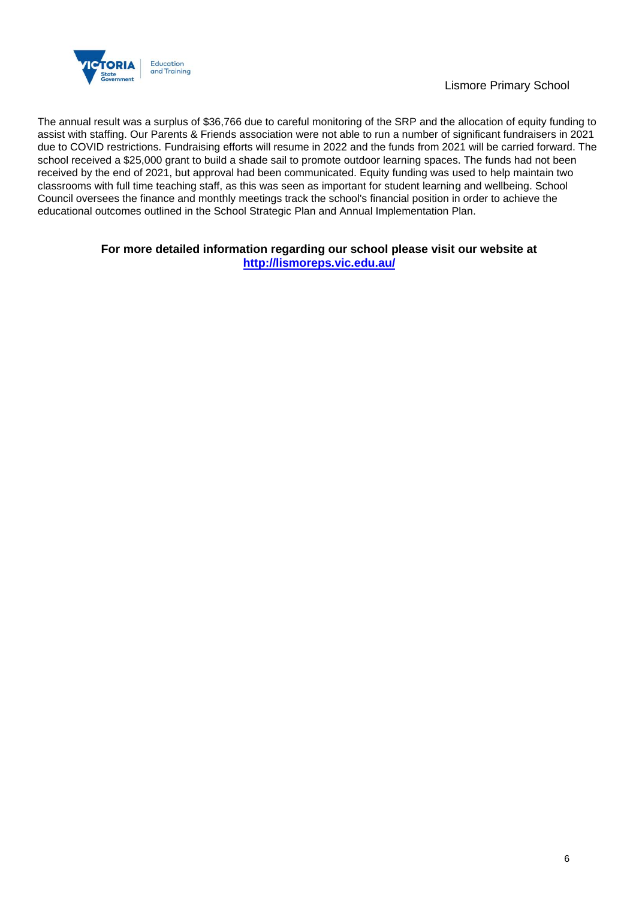The annual result was a surplus of $36,766 due to careful monitoring of the SRP and the allocation of equity funding to assist with staffing. Our Parents & Friends association were not able to run a number of significant fundraisers in 2021 due to COVID restrictions. Fundraising efforts will resume in 2022 and the funds from 2021 will be carried forward. The school received a $25,000 grant to build a shade sail to promote outdoor learning spaces. The funds had not been received by the end of 2021, but approval had been communicated. Equity funding was used to help maintain two classrooms with full time teaching staff, as this was seen as important for student learning and wellbeing. School Council oversees the finance and monthly meetings track the school's financial position in order to achieve the educational outcomes outlined in the School Strategic Plan and Annual Implementation Plan.

**For more detailed information regarding our school please visit our website at**
**[http://lismoreps.vic.edu.au/](http://lismoreps.vic.edu.au/)**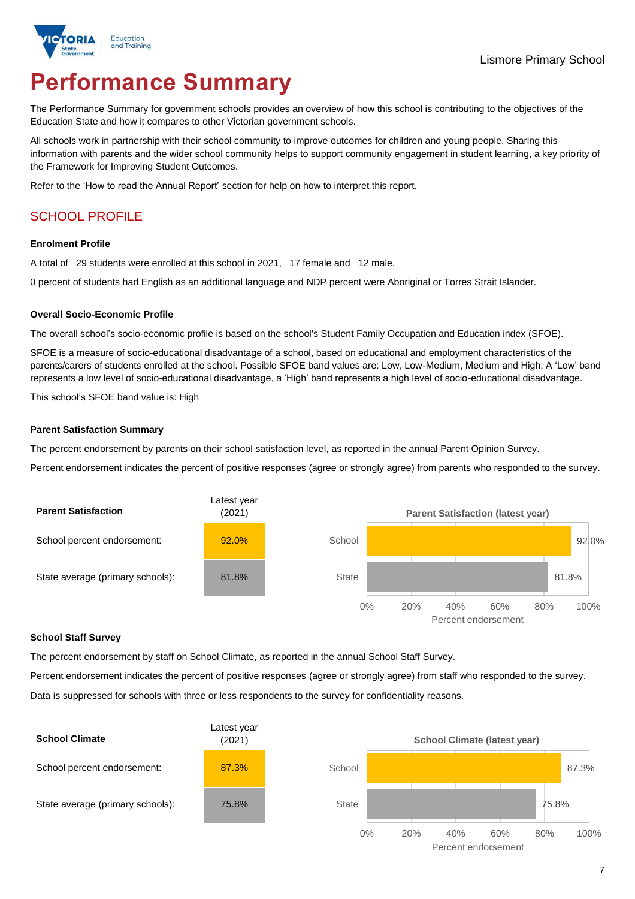# Performance Summary

The Performance Summary for government schools provides an overview of how this school is contributing to the objectives of the Education State and how it compares to other Victorian government schools.

All schools work in partnership with their school community to improve outcomes for children and young people. Sharing this information with parents and the wider school community helps to support community engagement in student learning, a key priority of the Framework for Improving Student Outcomes.

Refer to the 'How to read the Annual Report' section for help on how to interpret this report.

## SCHOOL PROFILE

### Enrolment Profile

A total of 29 students were enrolled at this school in 2021, 17 female and 12 male.

0 percent of students had English as an additional language and NDP percent were Aboriginal or Torres Strait Islander.

### Overall Socio-Economic Profile

The overall school's socio-economic profile is based on the school's Student Family Occupation and Education index (SFOE).

SFOE is a measure of socio-educational disadvantage of a school, based on educational and employment characteristics of the parents/carers of students enrolled at the school. Possible SFOE band values are: Low, Low-Medium, Medium and High. A 'Low' band represents a low level of socio-educational disadvantage, a 'High' band represents a high level of socio-educational disadvantage.

This school's SFOE band value is: High

### Parent Satisfaction Summary

The percent endorsement by parents on their school satisfaction level, as reported in the annual Parent Opinion Survey.

Percent endorsement indicates the percent of positive responses (agree or strongly agree) from parents who responded to the survey.

| Parent Satisfaction | Latest year (2021) |
|---|---|
| School percent endorsement: | 92.0% |
| State average (primary schools): | 81.8% |

**Parent Satisfaction (latest year)**

| | Percent endorsement |
|---|---|
| School | 92.0% |
| State | 81.8% |

### School Staff Survey

The percent endorsement by staff on School Climate, as reported in the annual School Staff Survey.

Percent endorsement indicates the percent of positive responses (agree or strongly agree) from staff who responded to the survey.

Data is suppressed for schools with three or less respondents to the survey for confidentiality reasons.

| School Climate | Latest year (2021) |
|---|---|
| School percent endorsement: | 87.3% |
| State average (primary schools): | 75.8% |

**School Climate (latest year)**

| | Percent endorsement |
|---|---|
| School | 87.3% |
| State | 75.8% |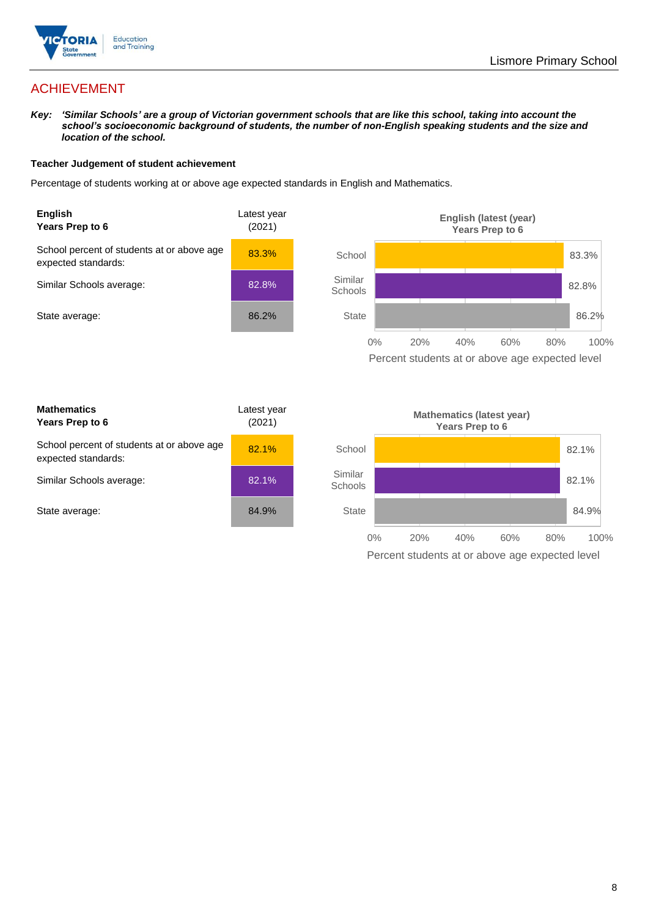# ACHIEVEMENT

***Key:*** ***'Similar Schools' are a group of Victorian government schools that are like this school, taking into account the school's socioeconomic background of students, the number of non-English speaking students and the size and location of the school.***

### Teacher Judgement of student achievement

Percentage of students working at or above age expected standards in English and Mathematics.

| **English**<br>**Years Prep to 6** | Latest year (2021) |
|---|---|
| School percent of students at or above age expected standards: | 83.3% |
| Similar Schools average: | 82.8% |
| State average: | 86.2% |

**English (latest (year) Years Prep to 6**

| | Percent students at or above age expected level |
|---|---|
| School | 83.3% |
| Similar Schools | 82.8% |
| State | 86.2% |

| **Mathematics**<br>**Years Prep to 6** | Latest year (2021) |
|---|---|
| School percent of students at or above age expected standards: | 82.1% |
| Similar Schools average: | 82.1% |
| State average: | 84.9% |

**Mathematics (latest year) Years Prep to 6**

| | Percent students at or above age expected level |
|---|---|
| School | 82.1% |
| Similar Schools | 82.1% |
| State | 84.9% |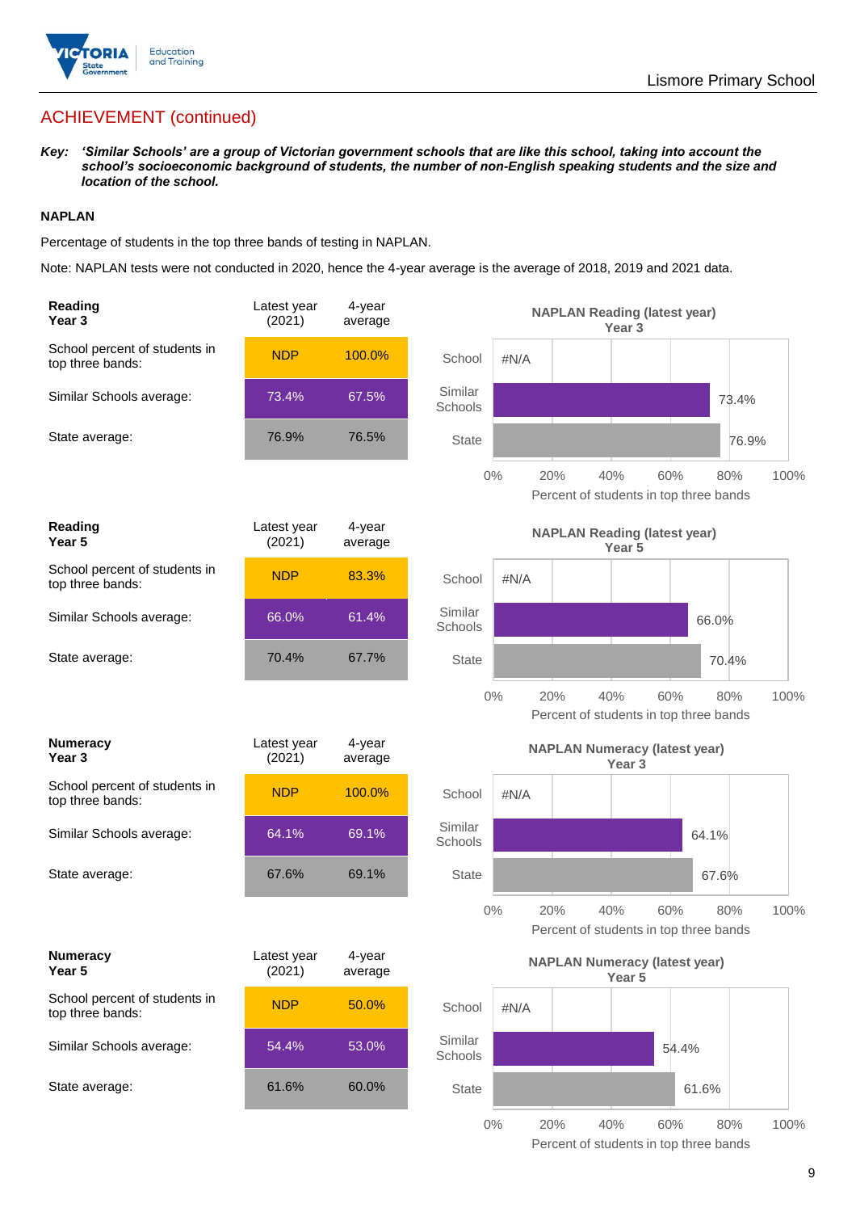## ACHIEVEMENT (continued)

***Key:** 'Similar Schools' are a group of Victorian government schools that are like this school, taking into account the school's socioeconomic background of students, the number of non-English speaking students and the size and location of the school.*

### NAPLAN

Percentage of students in the top three bands of testing in NAPLAN.

Note: NAPLAN tests were not conducted in 2020, hence the 4-year average is the average of 2018, 2019 and 2021 data.

| Reading Year 3 | Latest year (2021) | 4-year average |
|---|---|---|
| School percent of students in top three bands: | NDP | 100.0% |
| Similar Schools average: | 73.4% | 67.5% |
| State average: | 76.9% | 76.5% |

**NAPLAN Reading (latest year) Year 3**

| | Percent of students in top three bands |
|---|---|
| School | #N/A |
| Similar Schools | 73.4% |
| State | 76.9% |

| Reading Year 5 | Latest year (2021) | 4-year average |
|---|---|---|
| School percent of students in top three bands: | NDP | 83.3% |
| Similar Schools average: | 66.0% | 61.4% |
| State average: | 70.4% | 67.7% |

**NAPLAN Reading (latest year) Year 5**

| | Percent of students in top three bands |
|---|---|
| School | #N/A |
| Similar Schools | 66.0% |
| State | 70.4% |

| Numeracy Year 3 | Latest year (2021) | 4-year average |
|---|---|---|
| School percent of students in top three bands: | NDP | 100.0% |
| Similar Schools average: | 64.1% | 69.1% |
| State average: | 67.6% | 69.1% |

**NAPLAN Numeracy (latest year) Year 3**

| | Percent of students in top three bands |
|---|---|
| School | #N/A |
| Similar Schools | 64.1% |
| State | 67.6% |

| Numeracy Year 5 | Latest year (2021) | 4-year average |
|---|---|---|
| School percent of students in top three bands: | NDP | 50.0% |
| Similar Schools average: | 54.4% | 53.0% |
| State average: | 61.6% | 60.0% |

**NAPLAN Numeracy (latest year) Year 5**

| | Percent of students in top three bands |
|---|---|
| School | #N/A |
| Similar Schools | 54.4% |
| State | 61.6% |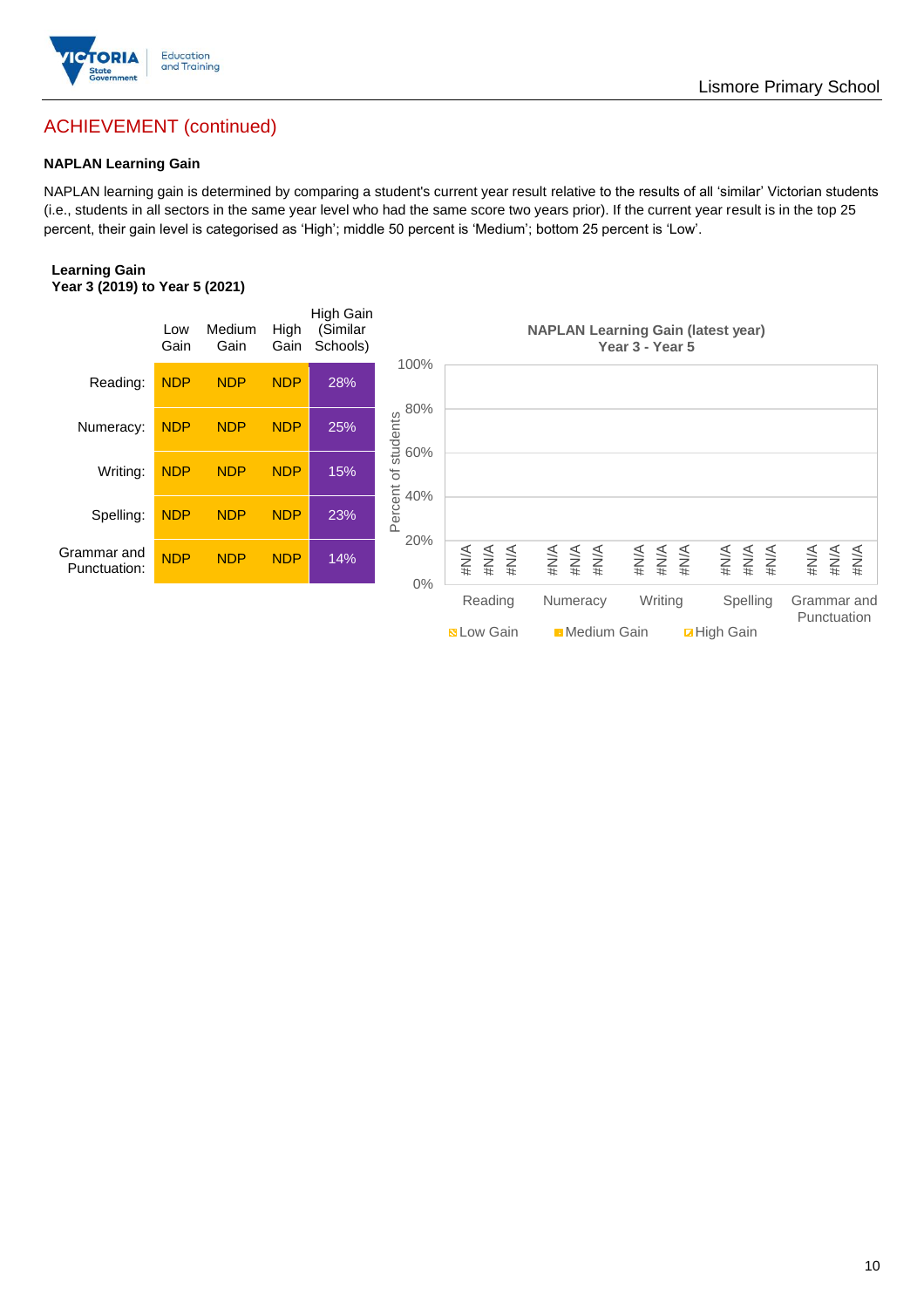## ACHIEVEMENT (continued)

### NAPLAN Learning Gain

NAPLAN learning gain is determined by comparing a student's current year result relative to the results of all 'similar' Victorian students (i.e., students in all sectors in the same year level who had the same score two years prior). If the current year result is in the top 25 percent, their gain level is categorised as 'High'; middle 50 percent is 'Medium'; bottom 25 percent is 'Low'.

**Learning Gain**
**Year 3 (2019) to Year 5 (2021)**

| | Low Gain | Medium Gain | High Gain | High Gain (Similar Schools) |
|---|---|---|---|---|
| Reading: | NDP | NDP | NDP | 28% |
| Numeracy: | NDP | NDP | NDP | 25% |
| Writing: | NDP | NDP | NDP | 15% |
| Spelling: | NDP | NDP | NDP | 23% |
| Grammar and Punctuation: | NDP | NDP | NDP | 14% |

**NAPLAN Learning Gain (latest year)**
**Year 3 - Year 5**

| | Low Gain | Medium Gain | High Gain |
|---|---|---|---|
| Reading | #N/A | #N/A | #N/A |
| Numeracy | #N/A | #N/A | #N/A |
| Writing | #N/A | #N/A | #N/A |
| Spelling | #N/A | #N/A | #N/A |
| Grammar and Punctuation | #N/A | #N/A | #N/A |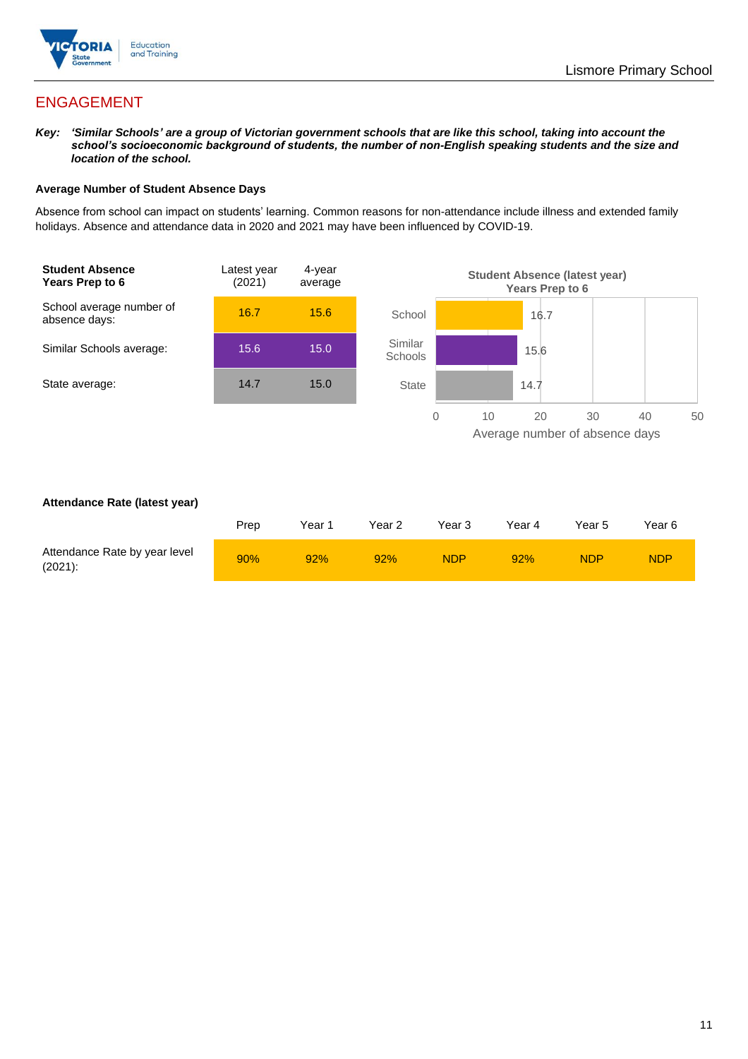## ENGAGEMENT

***Key:*** ***'Similar Schools' are a group of Victorian government schools that are like this school, taking into account the school's socioeconomic background of students, the number of non-English speaking students and the size and location of the school.***

### Average Number of Student Absence Days

Absence from school can impact on students' learning. Common reasons for non-attendance include illness and extended family holidays. Absence and attendance data in 2020 and 2021 may have been influenced by COVID-19.

| Student Absence Years Prep to 6 | Latest year (2021) | 4-year average |
|---|---|---|
| School average number of absence days: | 16.7 | 15.6 |
| Similar Schools average: | 15.6 | 15.0 |
| State average: | 14.7 | 15.0 |

**Student Absence (latest year) Years Prep to 6**

| | Average number of absence days |
|---|---|
| School | 16.7 |
| Similar Schools | 15.6 |
| State | 14.7 |

### Attendance Rate (latest year)

| | Prep | Year 1 | Year 2 | Year 3 | Year 4 | Year 5 | Year 6 |
|---|---|---|---|---|---|---|---|
| Attendance Rate by year level (2021): | 90% | 92% | 92% | NDP | 92% | NDP | NDP |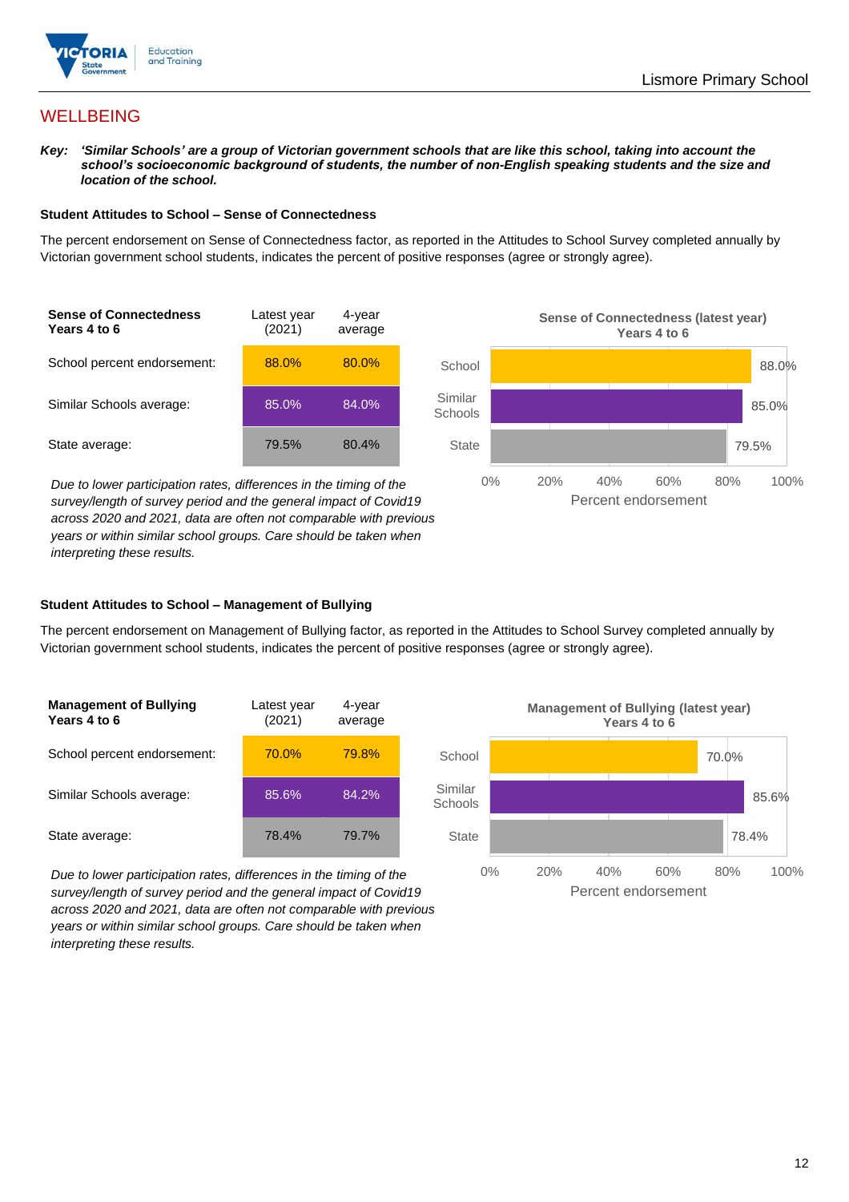## WELLBEING

***Key:*** ***'Similar Schools' are a group of Victorian government schools that are like this school, taking into account the school's socioeconomic background of students, the number of non-English speaking students and the size and location of the school.***

### Student Attitudes to School – Sense of Connectedness

The percent endorsement on Sense of Connectedness factor, as reported in the Attitudes to School Survey completed annually by Victorian government school students, indicates the percent of positive responses (agree or strongly agree).

| Sense of Connectedness Years 4 to 6 | Latest year (2021) | 4-year average |
|---|---|---|
| School percent endorsement: | 88.0% | 80.0% |
| Similar Schools average: | 85.0% | 84.0% |
| State average: | 79.5% | 80.4% |

*Due to lower participation rates, differences in the timing of the survey/length of survey period and the general impact of Covid19 across 2020 and 2021, data are often not comparable with previous years or within similar school groups. Care should be taken when interpreting these results.*

**Sense of Connectedness (latest year) Years 4 to 6**

| | Percent endorsement |
|---|---|
| School | 88.0% |
| Similar Schools | 85.0% |
| State | 79.5% |

### Student Attitudes to School – Management of Bullying

The percent endorsement on Management of Bullying factor, as reported in the Attitudes to School Survey completed annually by Victorian government school students, indicates the percent of positive responses (agree or strongly agree).

| Management of Bullying Years 4 to 6 | Latest year (2021) | 4-year average |
|---|---|---|
| School percent endorsement: | 70.0% | 79.8% |
| Similar Schools average: | 85.6% | 84.2% |
| State average: | 78.4% | 79.7% |

*Due to lower participation rates, differences in the timing of the survey/length of survey period and the general impact of Covid19 across 2020 and 2021, data are often not comparable with previous years or within similar school groups. Care should be taken when interpreting these results.*

**Management of Bullying (latest year) Years 4 to 6**

| | Percent endorsement |
|---|---|
| School | 70.0% |
| Similar Schools | 85.6% |
| State | 78.4% |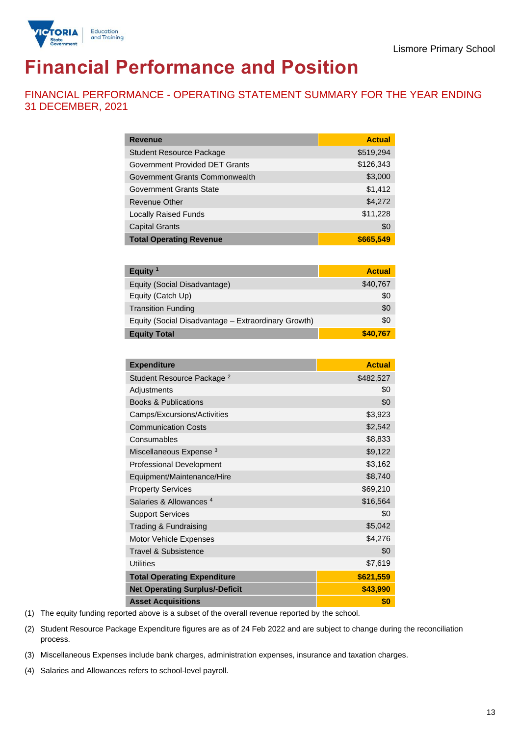Lismore Primary School

# Financial Performance and Position

## FINANCIAL PERFORMANCE - OPERATING STATEMENT SUMMARY FOR THE YEAR ENDING 31 DECEMBER, 2021

| Revenue | Actual |
|---|---|
| Student Resource Package | $519,294 |
| Government Provided DET Grants | $126,343 |
| Government Grants Commonwealth | $3,000 |
| Government Grants State | $1,412 |
| Revenue Other | $4,272 |
| Locally Raised Funds | $11,228 |
| Capital Grants | $0 |
| **Total Operating Revenue** | **$665,549** |

| Equity [1] | Actual |
|---|---|
| Equity (Social Disadvantage) | $40,767 |
| Equity (Catch Up) | $0 |
| Transition Funding | $0 |
| Equity (Social Disadvantage – Extraordinary Growth) | $0 |
| **Equity Total** | **$40,767** |

| Expenditure | Actual |
|---|---|
| Student Resource Package [2] | $482,527 |
| Adjustments | $0 |
| Books & Publications | $0 |
| Camps/Excursions/Activities | $3,923 |
| Communication Costs | $2,542 |
| Consumables | $8,833 |
| Miscellaneous Expense [3] | $9,122 |
| Professional Development | $3,162 |
| Equipment/Maintenance/Hire | $8,740 |
| Property Services | $69,210 |
| Salaries & Allowances [4] | $16,564 |
| Support Services | $0 |
| Trading & Fundraising | $5,042 |
| Motor Vehicle Expenses | $4,276 |
| Travel & Subsistence | $0 |
| Utilities | $7,619 |
| **Total Operating Expenditure** | **$621,559** |
| **Net Operating Surplus/-Deficit** | **$43,990** |
| **Asset Acquisitions** | **$0** |

(1) The equity funding reported above is a subset of the overall revenue reported by the school.

(2) Student Resource Package Expenditure figures are as of 24 Feb 2022 and are subject to change during the reconciliation process.

(3) Miscellaneous Expenses include bank charges, administration expenses, insurance and taxation charges.

(4) Salaries and Allowances refers to school-level payroll.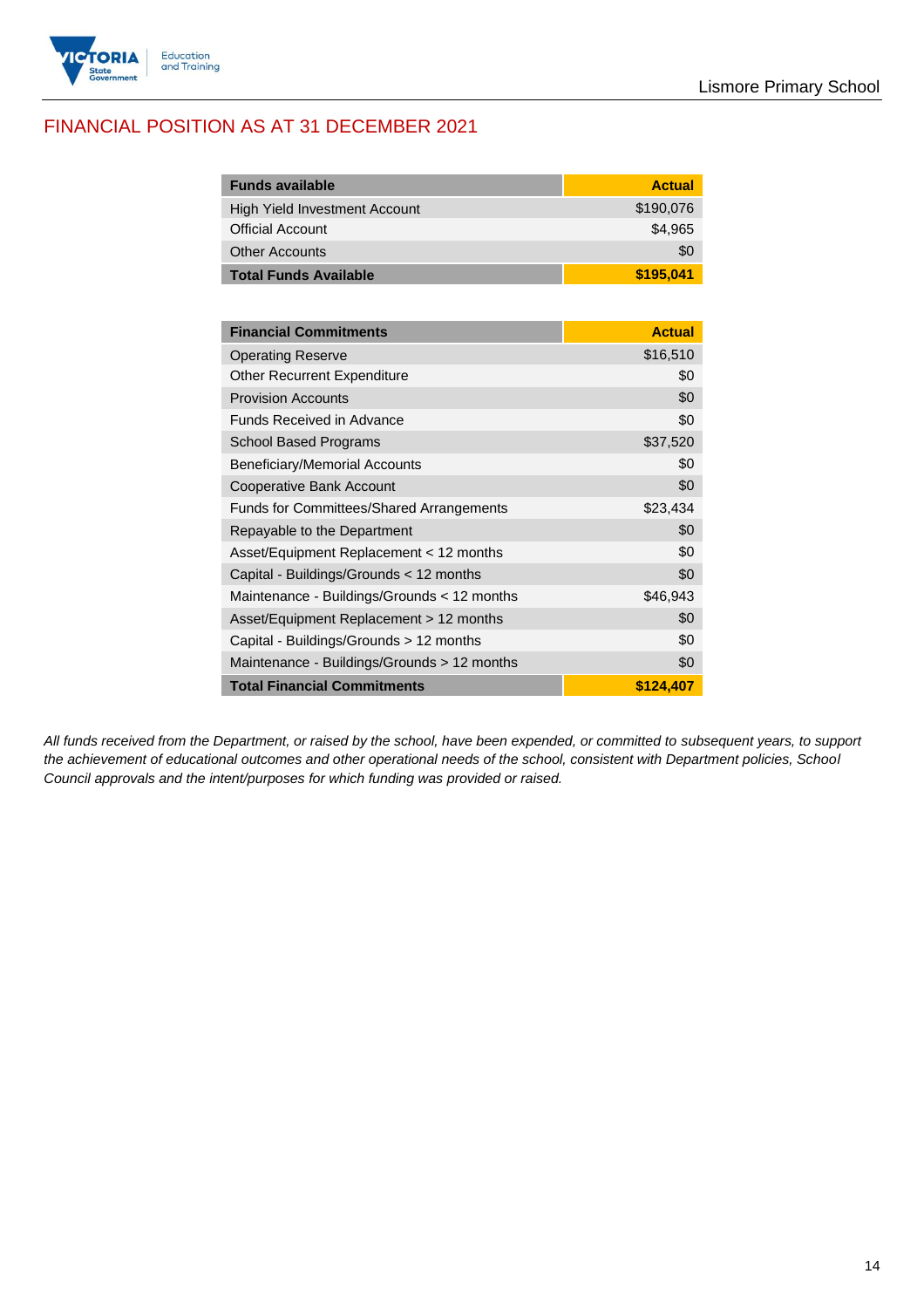# FINANCIAL POSITION AS AT 31 DECEMBER 2021

| Funds available | Actual |
|---|---|
| High Yield Investment Account | $190,076 |
| Official Account | $4,965 |
| Other Accounts | $0 |
| **Total Funds Available** | **$195,041** |

| Financial Commitments | Actual |
|---|---|
| Operating Reserve | $16,510 |
| Other Recurrent Expenditure | $0 |
| Provision Accounts | $0 |
| Funds Received in Advance | $0 |
| School Based Programs | $37,520 |
| Beneficiary/Memorial Accounts | $0 |
| Cooperative Bank Account | $0 |
| Funds for Committees/Shared Arrangements | $23,434 |
| Repayable to the Department | $0 |
| Asset/Equipment Replacement < 12 months | $0 |
| Capital - Buildings/Grounds < 12 months | $0 |
| Maintenance - Buildings/Grounds < 12 months | $46,943 |
| Asset/Equipment Replacement > 12 months | $0 |
| Capital - Buildings/Grounds > 12 months | $0 |
| Maintenance - Buildings/Grounds > 12 months | $0 |
| **Total Financial Commitments** | **$124,407** |

*All funds received from the Department, or raised by the school, have been expended, or committed to subsequent years, to support the achievement of educational outcomes and other operational needs of the school, consistent with Department policies, School Council approvals and the intent/purposes for which funding was provided or raised.*